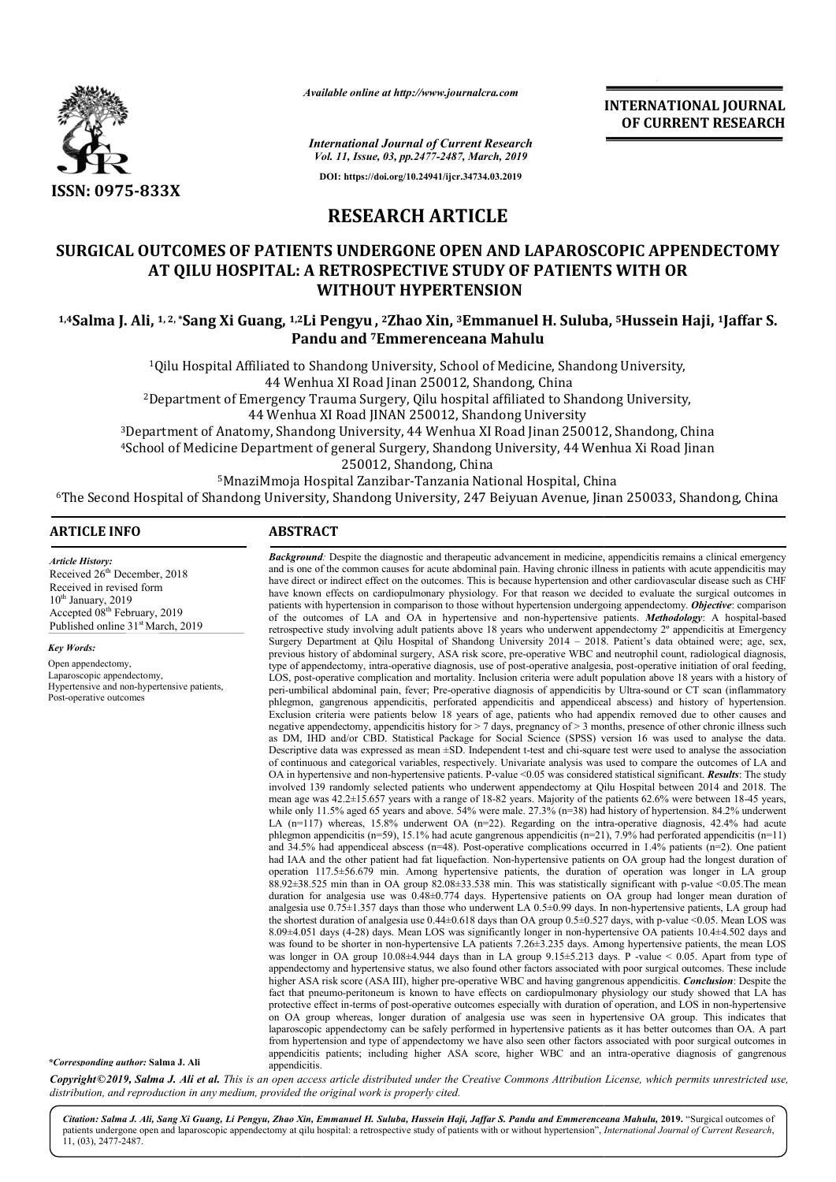ISSN: 0975-833X

*Available online at http://www.journalcra.com*

*International Journal of Current Research*
*Vol. 11, Issue, 03, pp.2477-2487, March, 2019*

**DOI: https://doi.org/10.24941/ijcr.34734.03.2019**

**INTERNATIONAL JOURNAL OF CURRENT RESEARCH**

# RESEARCH ARTICLE

## SURGICAL OUTCOMES OF PATIENTS UNDERGONE OPEN AND LAPAROSCOPIC APPENDECTOMY AT QILU HOSPITAL: A RETROSPECTIVE STUDY OF PATIENTS WITH OR WITHOUT HYPERTENSION

**[1,4]Salma J. Ali, [1,2,*]Sang Xi Guang, [1,2]Li Pengyu, [2]Zhao Xin, [3]Emmanuel H. Suluba, [5]Hussein Haji, [1]Jaffar S. Pandu and [7]Emmerenceana Mahulu**

[1]Qilu Hospital Affiliated to Shandong University, School of Medicine, Shandong University, 44 Wenhua XI Road Jinan 250012, Shandong, China

[2]Department of Emergency Trauma Surgery, Qilu hospital affiliated to Shandong University, 44 Wenhua XI Road JINAN 250012, Shandong University

[3]Department of Anatomy, Shandong University, 44 Wenhua XI Road Jinan 250012, Shandong, China

[4]School of Medicine Department of general Surgery, Shandong University, 44 Wenhua Xi Road Jinan 250012, Shandong, China

[5]MnaziMmoja Hospital Zanzibar-Tanzania National Hospital, China

[6]The Second Hospital of Shandong University, Shandong University, 247 Beiyuan Avenue, Jinan 250033, Shandong, China

### ARTICLE INFO

*Article History:*
Received 26th December, 2018
Received in revised form
10th January, 2019
Accepted 08th February, 2019
Published online 31st March, 2019

*Key Words:*
Open appendectomy,
Laparoscopic appendectomy,
Hypertensive and non-hypertensive patients,
Post-operative outcomes

*Corresponding author: **Salma J. Ali**

### ABSTRACT

***Background****:* Despite the diagnostic and therapeutic advancement in medicine, appendicitis remains a clinical emergency and is one of the common causes for acute abdominal pain. Having chronic illness in patients with acute appendicitis may have direct or indirect effect on the outcomes. This is because hypertension and other cardiovascular disease such as CHF have known effects on cardiopulmonary physiology. For that reason we decided to evaluate the surgical outcomes in patients with hypertension in comparison to those without hypertension undergoing appendectomy. ***Objective***: comparison of the outcomes of LA and OA in hypertensive and non-hypertensive patients. ***Methodology***: A hospital-based retrospective study involving adult patients above 18 years who underwent appendectomy 2º appendicitis at Emergency Surgery Department at Qilu Hospital of Shandong University 2014 – 2018. Patient's data obtained were; age, sex, previous history of abdominal surgery, ASA risk score, pre-operative WBC and neutrophil count, radiological diagnosis, type of appendectomy, intra-operative diagnosis, use of post-operative analgesia, post-operative initiation of oral feeding, LOS, post-operative complication and mortality. Inclusion criteria were adult population above 18 years with a history of peri-umbilical abdominal pain, fever; Pre-operative diagnosis of appendicitis by Ultra-sound or CT scan (inflammatory phlegmon, gangrenous appendicitis, perforated appendicitis and appendiceal abscess) and history of hypertension. Exclusion criteria were patients below 18 years of age, patients who had appendix removed due to other causes and negative appendectomy, appendicitis history for > 7 days, pregnancy of > 3 months, presence of other chronic illness such as DM, IHD and/or CBD. Statistical Package for Social Science (SPSS) version 16 was used to analyse the data. Descriptive data was expressed as mean ±SD. Independent t-test and chi-square test were used to analyse the association of continuous and categorical variables, respectively. Univariate analysis was used to compare the outcomes of LA and OA in hypertensive and non-hypertensive patients. P-value <0.05 was considered statistical significant. ***Results***: The study involved 139 randomly selected patients who underwent appendectomy at Qilu Hospital between 2014 and 2018. The mean age was 42.2±15.657 years with a range of 18-82 years. Majority of the patients 62.6% were between 18-45 years, while only 11.5% aged 65 years and above. 54% were male. 27.3% (n=38) had history of hypertension. 84.2% underwent LA (n=117) whereas, 15.8% underwent OA (n=22). Regarding on the intra-operative diagnosis, 42.4% had acute phlegmon appendicitis (n=59), 15.1% had acute gangrenous appendicitis (n=21), 7.9% had perforated appendicitis (n=11) and 34.5% had appendiceal abscess (n=48). Post-operative complications occurred in 1.4% patients (n=2). One patient had IAA and the other patient had fat liquefaction. Non-hypertensive patients on OA group had the longest duration of operation 117.5±56.679 min. Among hypertensive patients, the duration of operation was longer in LA group 88.92±38.525 min than in OA group 82.08±33.538 min. This was statistically significant with p-value <0.05.The mean duration for analgesia use was 0.48±0.774 days. Hypertensive patients on OA group had longer mean duration of analgesia use 0.75±1.357 days than those who underwent LA 0.5±0.99 days. In non-hypertensive patients, LA group had the shortest duration of analgesia use 0.44±0.618 days than OA group 0.5±0.527 days, with p-value <0.05. Mean LOS was 8.09±4.051 days (4-28) days. Mean LOS was significantly longer in non-hypertensive OA patients 10.4±4.502 days and was found to be shorter in non-hypertensive LA patients 7.26±3.235 days. Among hypertensive patients, the mean LOS was longer in OA group 10.08±4.944 days than in LA group 9.15±5.213 days. P -value < 0.05. Apart from type of appendectomy and hypertensive status, we also found other factors associated with poor surgical outcomes. These include higher ASA risk score (ASA III), higher pre-operative WBC and having gangrenous appendicitis. ***Conclusion***: Despite the fact that pneumo-peritoneum is known to have effects on cardiopulmonary physiology our study showed that LA has protective effect in-terms of post-operative outcomes especially with duration of operation, and LOS in non-hypertensive on OA group whereas, longer duration of analgesia use was seen in hypertensive OA group. This indicates that laparoscopic appendectomy can be safely performed in hypertensive patients as it has better outcomes than OA. A part from hypertension and type of appendectomy we have also seen other factors associated with poor surgical outcomes in appendicitis patients; including higher ASA score, higher WBC and an intra-operative diagnosis of gangrenous appendicitis.

***Copyright©2019, Salma J. Ali et al.*** *This is an open access article distributed under the Creative Commons Attribution License, which permits unrestricted use, distribution, and reproduction in any medium, provided the original work is properly cited.*

***Citation: Salma J. Ali, Sang Xi Guang, Li Pengyu, Zhao Xin, Emmanuel H. Suluba, Hussein Haji, Jaffar S. Pandu and Emmerenceana Mahulu,* 2019.** "Surgical outcomes of patients undergone open and laparoscopic appendectomy at qilu hospital: a retrospective study of patients with or without hypertension", *International Journal of Current Research*, 11, (03), 2477-2487.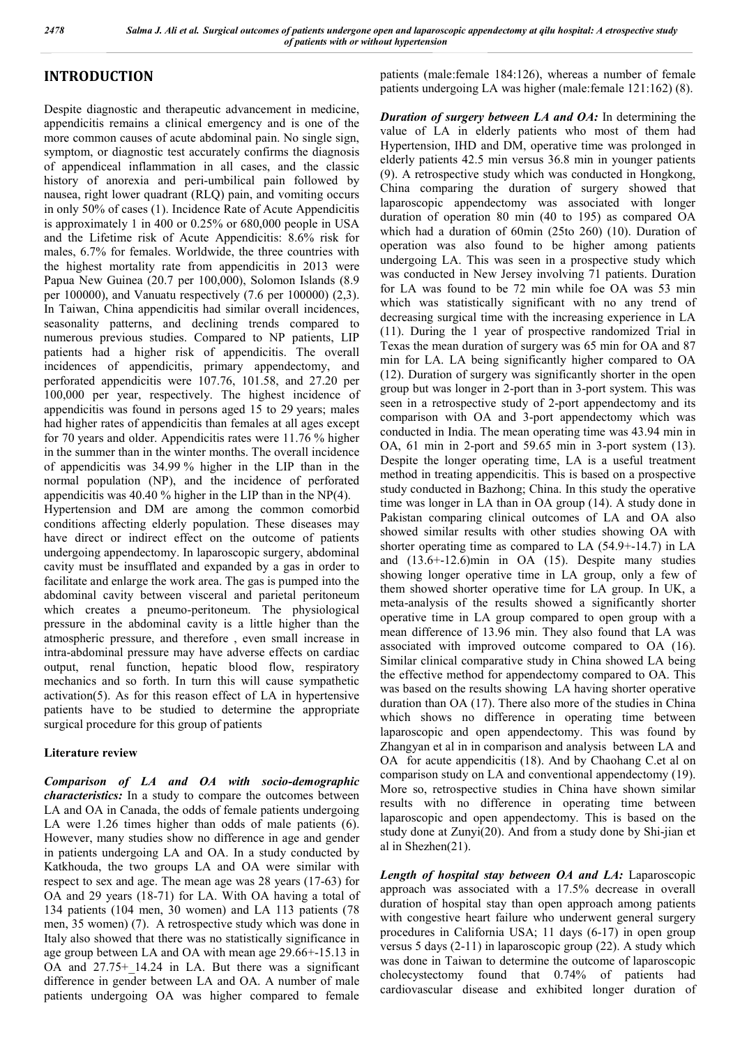## INTRODUCTION

Despite diagnostic and therapeutic advancement in medicine, appendicitis remains a clinical emergency and is one of the more common causes of acute abdominal pain. No single sign, symptom, or diagnostic test accurately confirms the diagnosis of appendiceal inflammation in all cases, and the classic history of anorexia and peri-umbilical pain followed by nausea, right lower quadrant (RLQ) pain, and vomiting occurs in only 50% of cases (1). Incidence Rate of Acute Appendicitis is approximately 1 in 400 or 0.25% or 680,000 people in USA and the Lifetime risk of Acute Appendicitis: 8.6% risk for males, 6.7% for females. Worldwide, the three countries with the highest mortality rate from appendicitis in 2013 were Papua New Guinea (20.7 per 100,000), Solomon Islands (8.9 per 100000), and Vanuatu respectively (7.6 per 100000) (2,3). In Taiwan, China appendicitis had similar overall incidences, seasonality patterns, and declining trends compared to numerous previous studies. Compared to NP patients, LIP patients had a higher risk of appendicitis. The overall incidences of appendicitis, primary appendectomy, and perforated appendicitis were 107.76, 101.58, and 27.20 per 100,000 per year, respectively. The highest incidence of appendicitis was found in persons aged 15 to 29 years; males had higher rates of appendicitis than females at all ages except for 70 years and older. Appendicitis rates were 11.76 % higher in the summer than in the winter months. The overall incidence of appendicitis was 34.99 % higher in the LIP than in the normal population (NP), and the incidence of perforated appendicitis was 40.40 % higher in the LIP than in the NP(4).

Hypertension and DM are among the common comorbid conditions affecting elderly population. These diseases may have direct or indirect effect on the outcome of patients undergoing appendectomy. In laparoscopic surgery, abdominal cavity must be insufflated and expanded by a gas in order to facilitate and enlarge the work area. The gas is pumped into the abdominal cavity between visceral and parietal peritoneum which creates a pneumo-peritoneum. The physiological pressure in the abdominal cavity is a little higher than the atmospheric pressure, and therefore , even small increase in intra-abdominal pressure may have adverse effects on cardiac output, renal function, hepatic blood flow, respiratory mechanics and so forth. In turn this will cause sympathetic activation(5). As for this reason effect of LA in hypertensive patients have to be studied to determine the appropriate surgical procedure for this group of patients

### Literature review

***Comparison of LA and OA with socio-demographic characteristics:*** In a study to compare the outcomes between LA and OA in Canada, the odds of female patients undergoing LA were 1.26 times higher than odds of male patients (6). However, many studies show no difference in age and gender in patients undergoing LA and OA. In a study conducted by Katkhouda, the two groups LA and OA were similar with respect to sex and age. The mean age was 28 years (17-63) for OA and 29 years (18-71) for LA. With OA having a total of 134 patients (104 men, 30 women) and LA 113 patients (78 men, 35 women) (7). A retrospective study which was done in Italy also showed that there was no statistically significance in age group between LA and OA with mean age 29.66+-15.13 in OA and 27.75+_14.24 in LA. But there was a significant difference in gender between LA and OA. A number of male patients undergoing OA was higher compared to female patients (male:female 184:126), whereas a number of female patients undergoing LA was higher (male:female 121:162) (8).

***Duration of surgery between LA and OA:*** In determining the value of LA in elderly patients who most of them had Hypertension, IHD and DM, operative time was prolonged in elderly patients 42.5 min versus 36.8 min in younger patients (9). A retrospective study which was conducted in Hongkong, China comparing the duration of surgery showed that laparoscopic appendectomy was associated with longer duration of operation 80 min (40 to 195) as compared OA which had a duration of 60min (25to 260) (10). Duration of operation was also found to be higher among patients undergoing LA. This was seen in a prospective study which was conducted in New Jersey involving 71 patients. Duration for LA was found to be 72 min while foe OA was 53 min which was statistically significant with no any trend of decreasing surgical time with the increasing experience in LA (11). During the 1 year of prospective randomized Trial in Texas the mean duration of surgery was 65 min for OA and 87 min for LA. LA being significantly higher compared to OA (12). Duration of surgery was significantly shorter in the open group but was longer in 2-port than in 3-port system. This was seen in a retrospective study of 2-port appendectomy and its comparison with OA and 3-port appendectomy which was conducted in India. The mean operating time was 43.94 min in OA, 61 min in 2-port and 59.65 min in 3-port system (13). Despite the longer operating time, LA is a useful treatment method in treating appendicitis. This is based on a prospective study conducted in Bazhong; China. In this study the operative time was longer in LA than in OA group (14). A study done in Pakistan comparing clinical outcomes of LA and OA also showed similar results with other studies showing OA with shorter operating time as compared to LA (54.9+-14.7) in LA and (13.6+-12.6)min in OA (15). Despite many studies showing longer operative time in LA group, only a few of them showed shorter operative time for LA group. In UK, a meta-analysis of the results showed a significantly shorter operative time in LA group compared to open group with a mean difference of 13.96 min. They also found that LA was associated with improved outcome compared to OA (16). Similar clinical comparative study in China showed LA being the effective method for appendectomy compared to OA. This was based on the results showing LA having shorter operative duration than OA (17). There also more of the studies in China which shows no difference in operating time between laparoscopic and open appendectomy. This was found by Zhangyan et al in in comparison and analysis between LA and OA for acute appendicitis (18). And by Chaohang C.et al on comparison study on LA and conventional appendectomy (19). More so, retrospective studies in China have shown similar results with no difference in operating time between laparoscopic and open appendectomy. This is based on the study done at Zunyi(20). And from a study done by Shi-jian et al in Shezhen(21).

***Length of hospital stay between OA and LA:*** Laparoscopic approach was associated with a 17.5% decrease in overall duration of hospital stay than open approach among patients with congestive heart failure who underwent general surgery procedures in California USA; 11 days (6-17) in open group versus 5 days (2-11) in laparoscopic group (22). A study which was done in Taiwan to determine the outcome of laparoscopic cholecystectomy found that 0.74% of patients had cardiovascular disease and exhibited longer duration of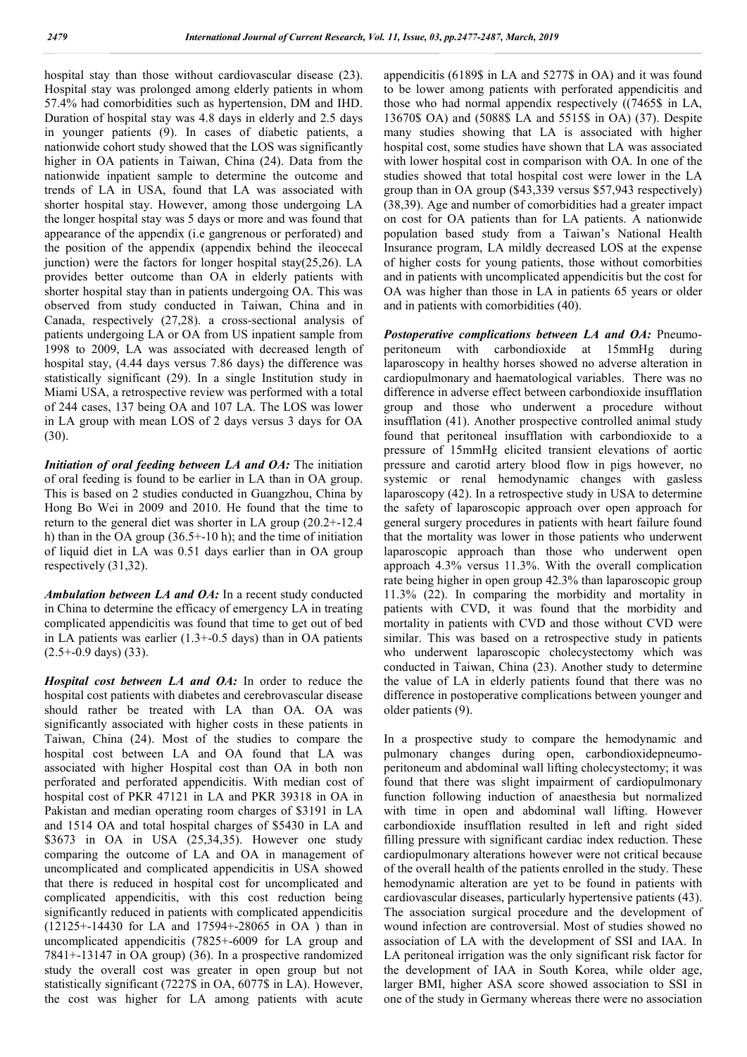hospital stay than those without cardiovascular disease (23). Hospital stay was prolonged among elderly patients in whom 57.4% had comorbidities such as hypertension, DM and IHD. Duration of hospital stay was 4.8 days in elderly and 2.5 days in younger patients (9). In cases of diabetic patients, a nationwide cohort study showed that the LOS was significantly higher in OA patients in Taiwan, China (24). Data from the nationwide inpatient sample to determine the outcome and trends of LA in USA, found that LA was associated with shorter hospital stay. However, among those undergoing LA the longer hospital stay was 5 days or more and was found that appearance of the appendix (i.e gangrenous or perforated) and the position of the appendix (appendix behind the ileocecal junction) were the factors for longer hospital stay(25,26). LA provides better outcome than OA in elderly patients with shorter hospital stay than in patients undergoing OA. This was observed from study conducted in Taiwan, China and in Canada, respectively (27,28). a cross-sectional analysis of patients undergoing LA or OA from US inpatient sample from 1998 to 2009, LA was associated with decreased length of hospital stay, (4.44 days versus 7.86 days) the difference was statistically significant (29). In a single Institution study in Miami USA, a retrospective review was performed with a total of 244 cases, 137 being OA and 107 LA. The LOS was lower in LA group with mean LOS of 2 days versus 3 days for OA (30).

***Initiation of oral feeding between LA and OA:*** The initiation of oral feeding is found to be earlier in LA than in OA group. This is based on 2 studies conducted in Guangzhou, China by Hong Bo Wei in 2009 and 2010. He found that the time to return to the general diet was shorter in LA group (20.2+-12.4 h) than in the OA group (36.5+-10 h); and the time of initiation of liquid diet in LA was 0.51 days earlier than in OA group respectively (31,32).

***Ambulation between LA and OA:*** In a recent study conducted in China to determine the efficacy of emergency LA in treating complicated appendicitis was found that time to get out of bed in LA patients was earlier (1.3+-0.5 days) than in OA patients (2.5+-0.9 days) (33).

***Hospital cost between LA and OA:*** In order to reduce the hospital cost patients with diabetes and cerebrovascular disease should rather be treated with LA than OA. OA was significantly associated with higher costs in these patients in Taiwan, China (24). Most of the studies to compare the hospital cost between LA and OA found that LA was associated with higher Hospital cost than OA in both non perforated and perforated appendicitis. With median cost of hospital cost of PKR 47121 in LA and PKR 39318 in OA in Pakistan and median operating room charges of $3191 in LA and 1514 OA and total hospital charges of $5430 in LA and $3673 in OA in USA (25,34,35). However one study comparing the outcome of LA and OA in management of uncomplicated and complicated appendicitis in USA showed that there is reduced in hospital cost for uncomplicated and complicated appendicitis, with this cost reduction being significantly reduced in patients with complicated appendicitis (12125+-14430 for LA and 17594+-28065 in OA ) than in uncomplicated appendicitis (7825+-6009 for LA group and 7841+-13147 in OA group) (36). In a prospective randomized study the overall cost was greater in open group but not statistically significant (7227$ in OA, 6077$ in LA). However, the cost was higher for LA among patients with acute appendicitis (6189$ in LA and 5277$ in OA) and it was found to be lower among patients with perforated appendicitis and those who had normal appendix respectively ((7465$ in LA, 13670$ OA) and (5088$ LA and 5515$ in OA) (37). Despite many studies showing that LA is associated with higher hospital cost, some studies have shown that LA was associated with lower hospital cost in comparison with OA. In one of the studies showed that total hospital cost were lower in the LA group than in OA group ($43,339 versus $57,943 respectively) (38,39). Age and number of comorbidities had a greater impact on cost for OA patients than for LA patients. A nationwide population based study from a Taiwan's National Health Insurance program, LA mildly decreased LOS at the expense of higher costs for young patients, those without comorbities and in patients with uncomplicated appendicitis but the cost for OA was higher than those in LA in patients 65 years or older and in patients with comorbidities (40).

***Postoperative complications between LA and OA:*** Pneumoperitoneum with carbondioxide at 15mmHg during laparoscopy in healthy horses showed no adverse alteration in cardiopulmonary and haematological variables. There was no difference in adverse effect between carbondioxide insufflation group and those who underwent a procedure without insufflation (41). Another prospective controlled animal study found that peritoneal insufflation with carbondioxide to a pressure of 15mmHg elicited transient elevations of aortic pressure and carotid artery blood flow in pigs however, no systemic or renal hemodynamic changes with gasless laparoscopy (42). In a retrospective study in USA to determine the safety of laparoscopic approach over open approach for general surgery procedures in patients with heart failure found that the mortality was lower in those patients who underwent laparoscopic approach than those who underwent open approach 4.3% versus 11.3%. With the overall complication rate being higher in open group 42.3% than laparoscopic group 11.3% (22). In comparing the morbidity and mortality in patients with CVD, it was found that the morbidity and mortality in patients with CVD and those without CVD were similar. This was based on a retrospective study in patients who underwent laparoscopic cholecystectomy which was conducted in Taiwan, China (23). Another study to determine the value of LA in elderly patients found that there was no difference in postoperative complications between younger and older patients (9).

In a prospective study to compare the hemodynamic and pulmonary changes during open, carbondioxidepneumoperitoneum and abdominal wall lifting cholecystectomy; it was found that there was slight impairment of cardiopulmonary function following induction of anaesthesia but normalized with time in open and abdominal wall lifting. However carbondioxide insufflation resulted in left and right sided filling pressure with significant cardiac index reduction. These cardiopulmonary alterations however were not critical because of the overall health of the patients enrolled in the study. These hemodynamic alteration are yet to be found in patients with cardiovascular diseases, particularly hypertensive patients (43). The association surgical procedure and the development of wound infection are controversial. Most of studies showed no association of LA with the development of SSI and IAA. In LA peritoneal irrigation was the only significant risk factor for the development of IAA in South Korea, while older age, larger BMI, higher ASA score showed association to SSI in one of the study in Germany whereas there were no association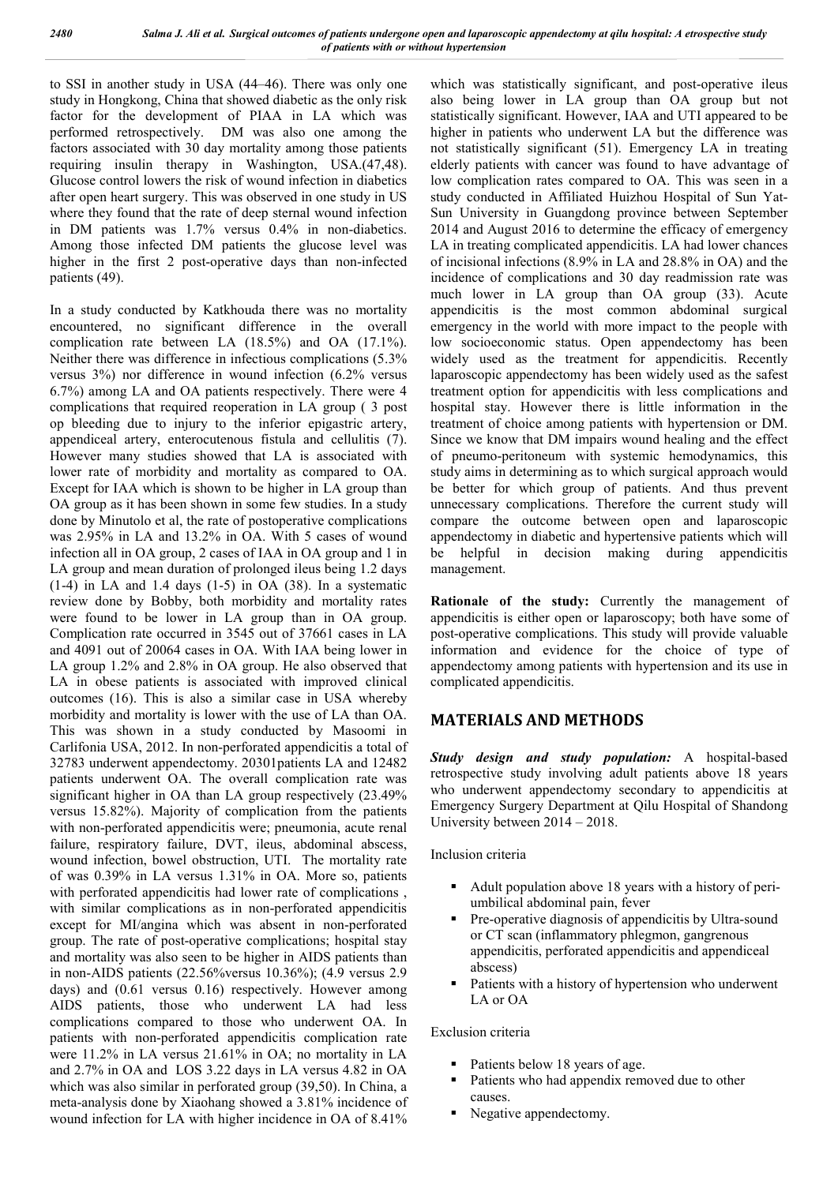to SSI in another study in USA (44–46). There was only one study in Hongkong, China that showed diabetic as the only risk factor for the development of PIAA in LA which was performed retrospectively. DM was also one among the factors associated with 30 day mortality among those patients requiring insulin therapy in Washington, USA.(47,48). Glucose control lowers the risk of wound infection in diabetics after open heart surgery. This was observed in one study in US where they found that the rate of deep sternal wound infection in DM patients was 1.7% versus 0.4% in non-diabetics. Among those infected DM patients the glucose level was higher in the first 2 post-operative days than non-infected patients (49).

In a study conducted by Katkhouda there was no mortality encountered, no significant difference in the overall complication rate between LA (18.5%) and OA (17.1%). Neither there was difference in infectious complications (5.3% versus 3%) nor difference in wound infection (6.2% versus 6.7%) among LA and OA patients respectively. There were 4 complications that required reoperation in LA group ( 3 post op bleeding due to injury to the inferior epigastric artery, appendiceal artery, enterocutenous fistula and cellulitis (7). However many studies showed that LA is associated with lower rate of morbidity and mortality as compared to OA. Except for IAA which is shown to be higher in LA group than OA group as it has been shown in some few studies. In a study done by Minutolo et al, the rate of postoperative complications was 2.95% in LA and 13.2% in OA. With 5 cases of wound infection all in OA group, 2 cases of IAA in OA group and 1 in LA group and mean duration of prolonged ileus being 1.2 days (1-4) in LA and 1.4 days (1-5) in OA (38). In a systematic review done by Bobby, both morbidity and mortality rates were found to be lower in LA group than in OA group. Complication rate occurred in 3545 out of 37661 cases in LA and 4091 out of 20064 cases in OA. With IAA being lower in LA group 1.2% and 2.8% in OA group. He also observed that LA in obese patients is associated with improved clinical outcomes (16). This is also a similar case in USA whereby morbidity and mortality is lower with the use of LA than OA. This was shown in a study conducted by Masoomi in Carlifonia USA, 2012. In non-perforated appendicitis a total of 32783 underwent appendectomy. 20301patients LA and 12482 patients underwent OA. The overall complication rate was significant higher in OA than LA group respectively (23.49% versus 15.82%). Majority of complication from the patients with non-perforated appendicitis were; pneumonia, acute renal failure, respiratory failure, DVT, ileus, abdominal abscess, wound infection, bowel obstruction, UTI. The mortality rate of was 0.39% in LA versus 1.31% in OA. More so, patients with perforated appendicitis had lower rate of complications , with similar complications as in non-perforated appendicitis except for MI/angina which was absent in non-perforated group. The rate of post-operative complications; hospital stay and mortality was also seen to be higher in AIDS patients than in non-AIDS patients (22.56%versus 10.36%); (4.9 versus 2.9 days) and (0.61 versus 0.16) respectively. However among AIDS patients, those who underwent LA had less complications compared to those who underwent OA. In patients with non-perforated appendicitis complication rate were 11.2% in LA versus 21.61% in OA; no mortality in LA and 2.7% in OA and LOS 3.22 days in LA versus 4.82 in OA which was also similar in perforated group (39,50). In China, a meta-analysis done by Xiaohang showed a 3.81% incidence of wound infection for LA with higher incidence in OA of 8.41% which was statistically significant, and post-operative ileus also being lower in LA group than OA group but not statistically significant. However, IAA and UTI appeared to be higher in patients who underwent LA but the difference was not statistically significant (51). Emergency LA in treating elderly patients with cancer was found to have advantage of low complication rates compared to OA. This was seen in a study conducted in Affiliated Huizhou Hospital of Sun Yat-Sun University in Guangdong province between September 2014 and August 2016 to determine the efficacy of emergency LA in treating complicated appendicitis. LA had lower chances of incisional infections (8.9% in LA and 28.8% in OA) and the incidence of complications and 30 day readmission rate was much lower in LA group than OA group (33). Acute appendicitis is the most common abdominal surgical emergency in the world with more impact to the people with low socioeconomic status. Open appendectomy has been widely used as the treatment for appendicitis. Recently laparoscopic appendectomy has been widely used as the safest treatment option for appendicitis with less complications and hospital stay. However there is little information in the treatment of choice among patients with hypertension or DM. Since we know that DM impairs wound healing and the effect of pneumo-peritoneum with systemic hemodynamics, this study aims in determining as to which surgical approach would be better for which group of patients. And thus prevent unnecessary complications. Therefore the current study will compare the outcome between open and laparoscopic appendectomy in diabetic and hypertensive patients which will be helpful in decision making during appendicitis management.

**Rationale of the study:** Currently the management of appendicitis is either open or laparoscopy; both have some of post-operative complications. This study will provide valuable information and evidence for the choice of type of appendectomy among patients with hypertension and its use in complicated appendicitis.

## MATERIALS AND METHODS

***Study design and study population:*** A hospital-based retrospective study involving adult patients above 18 years who underwent appendectomy secondary to appendicitis at Emergency Surgery Department at Qilu Hospital of Shandong University between 2014 – 2018.

Inclusion criteria

- Adult population above 18 years with a history of peri-umbilical abdominal pain, fever
- Pre-operative diagnosis of appendicitis by Ultra-sound or CT scan (inflammatory phlegmon, gangrenous appendicitis, perforated appendicitis and appendiceal abscess)
- Patients with a history of hypertension who underwent LA or OA

Exclusion criteria

- Patients below 18 years of age.
- Patients who had appendix removed due to other causes.
- Negative appendectomy.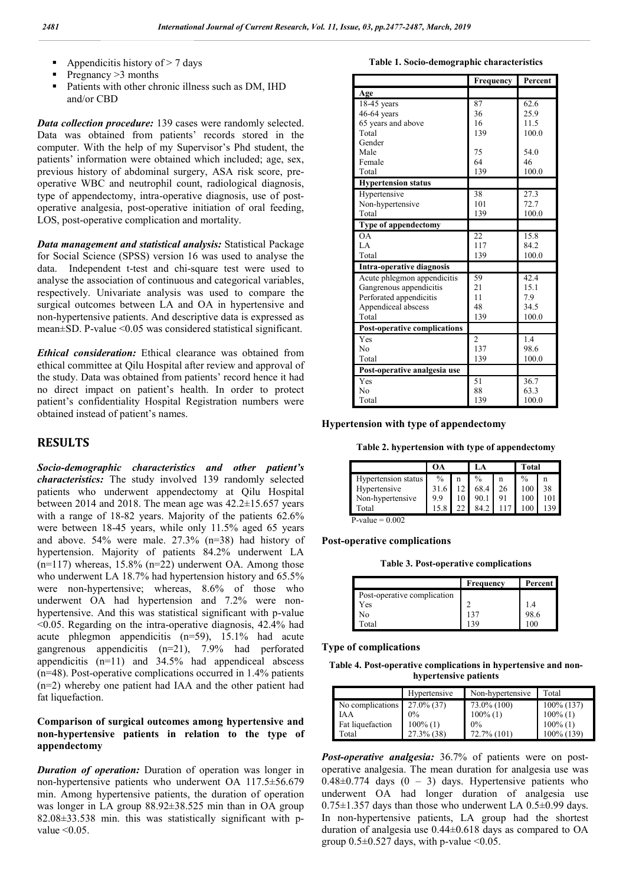- Appendicitis history of > 7 days
- Pregnancy >3 months
- Patients with other chronic illness such as DM, IHD and/or CBD

***Data collection procedure:*** 139 cases were randomly selected. Data was obtained from patients' records stored in the computer. With the help of my Supervisor's Phd student, the patients' information were obtained which included; age, sex, previous history of abdominal surgery, ASA risk score, pre-operative WBC and neutrophil count, radiological diagnosis, type of appendectomy, intra-operative diagnosis, use of post-operative analgesia, post-operative initiation of oral feeding, LOS, post-operative complication and mortality.

***Data management and statistical analysis:*** Statistical Package for Social Science (SPSS) version 16 was used to analyse the data. Independent t-test and chi-square test were used to analyse the association of continuous and categorical variables, respectively. Univariate analysis was used to compare the surgical outcomes between LA and OA in hypertensive and non-hypertensive patients. And descriptive data is expressed as mean±SD. P-value <0.05 was considered statistical significant.

***Ethical consideration:*** Ethical clearance was obtained from ethical committee at Qilu Hospital after review and approval of the study. Data was obtained from patients' record hence it had no direct impact on patient's health. In order to protect patient's confidentiality Hospital Registration numbers were obtained instead of patient's names.

# RESULTS

***Socio-demographic characteristics and other patient's characteristics:*** The study involved 139 randomly selected patients who underwent appendectomy at Qilu Hospital between 2014 and 2018. The mean age was 42.2±15.657 years with a range of 18-82 years. Majority of the patients 62.6% were between 18-45 years, while only 11.5% aged 65 years and above. 54% were male. 27.3% (n=38) had history of hypertension. Majority of patients 84.2% underwent LA (n=117) whereas, 15.8% (n=22) underwent OA. Among those who underwent LA 18.7% had hypertension history and 65.5% were non-hypertensive; whereas, 8.6% of those who underwent OA had hypertension and 7.2% were non-hypertensive. And this was statistical significant with p-value <0.05. Regarding on the intra-operative diagnosis, 42.4% had acute phlegmon appendicitis (n=59), 15.1% had acute gangrenous appendicitis (n=21), 7.9% had perforated appendicitis (n=11) and 34.5% had appendiceal abscess (n=48). Post-operative complications occurred in 1.4% patients (n=2) whereby one patient had IAA and the other patient had fat liquefaction.

### Comparison of surgical outcomes among hypertensive and non-hypertensive patients in relation to the type of appendectomy

***Duration of operation:*** Duration of operation was longer in non-hypertensive patients who underwent OA 117.5±56.679 min. Among hypertensive patients, the duration of operation was longer in LA group 88.92±38.525 min than in OA group 82.08±33.538 min. this was statistically significant with p-value <0.05.

**Table 1. Socio-demographic characteristics**

| | Frequency | Percent |
|---|---|---|
| **Age** | | |
| 18-45 years | 87 | 62.6 |
| 46-64 years | 36 | 25.9 |
| 65 years and above | 16 | 11.5 |
| Total | 139 | 100.0 |
| Gender | | |
| Male | 75 | 54.0 |
| Female | 64 | 46 |
| Total | 139 | 100.0 |
| **Hypertension status** | | |
| Hypertensive | 38 | 27.3 |
| Non-hypertensive | 101 | 72.7 |
| Total | 139 | 100.0 |
| **Type of appendectomy** | | |
| OA | 22 | 15.8 |
| LA | 117 | 84.2 |
| Total | 139 | 100.0 |
| **Intra-operative diagnosis** | | |
| Acute phlegmon appendicitis | 59 | 42.4 |
| Gangrenous appendicitis | 21 | 15.1 |
| Perforated appendicitis | 11 | 7.9 |
| Appendiceal abscess | 48 | 34.5 |
| Total | 139 | 100.0 |
| **Post-operative complications** | | |
| Yes | 2 | 1.4 |
| No | 137 | 98.6 |
| Total | 139 | 100.0 |
| **Post-operative analgesia use** | | |
| Yes | 51 | 36.7 |
| No | 88 | 63.3 |
| Total | 139 | 100.0 |

### Hypertension with type of appendectomy

**Table 2. hypertension with type of appendectomy**

| | OA | | LA | | Total | |
|---|---|---|---|---|---|---|
| Hypertension status | % | n | % | n | % | n |
| Hypertensive | 31.6 | 12 | 68.4 | 26 | 100 | 38 |
| Non-hypertensive | 9.9 | 10 | 90.1 | 91 | 100 | 101 |
| Total | 15.8 | 22 | 84.2 | 117 | 100 | 139 |

P-value = 0.002

### Post-operative complications

**Table 3. Post-operative complications**

| | Frequency | Percent |
|---|---|---|
| Post-operative complication | | |
| Yes | 2 | 1.4 |
| No | 137 | 98.6 |
| Total | 139 | 100 |

### Type of complications

**Table 4. Post-operative complications in hypertensive and non-hypertensive patients**

| | Hypertensive | Non-hypertensive | Total |
|---|---|---|---|
| No complications | 27.0% (37) | 73.0% (100) | 100% (137) |
| IAA | 0% | 100% (1) | 100% (1) |
| Fat liquefaction | 100% (1) | 0% | 100% (1) |
| Total | 27.3% (38) | 72.7% (101) | 100% (139) |

***Post-operative analgesia:*** 36.7% of patients were on post-operative analgesia. The mean duration for analgesia use was 0.48±0.774 days (0 – 3) days. Hypertensive patients who underwent OA had longer duration of analgesia use 0.75±1.357 days than those who underwent LA 0.5±0.99 days. In non-hypertensive patients, LA group had the shortest duration of analgesia use 0.44±0.618 days as compared to OA group 0.5±0.527 days, with p-value <0.05.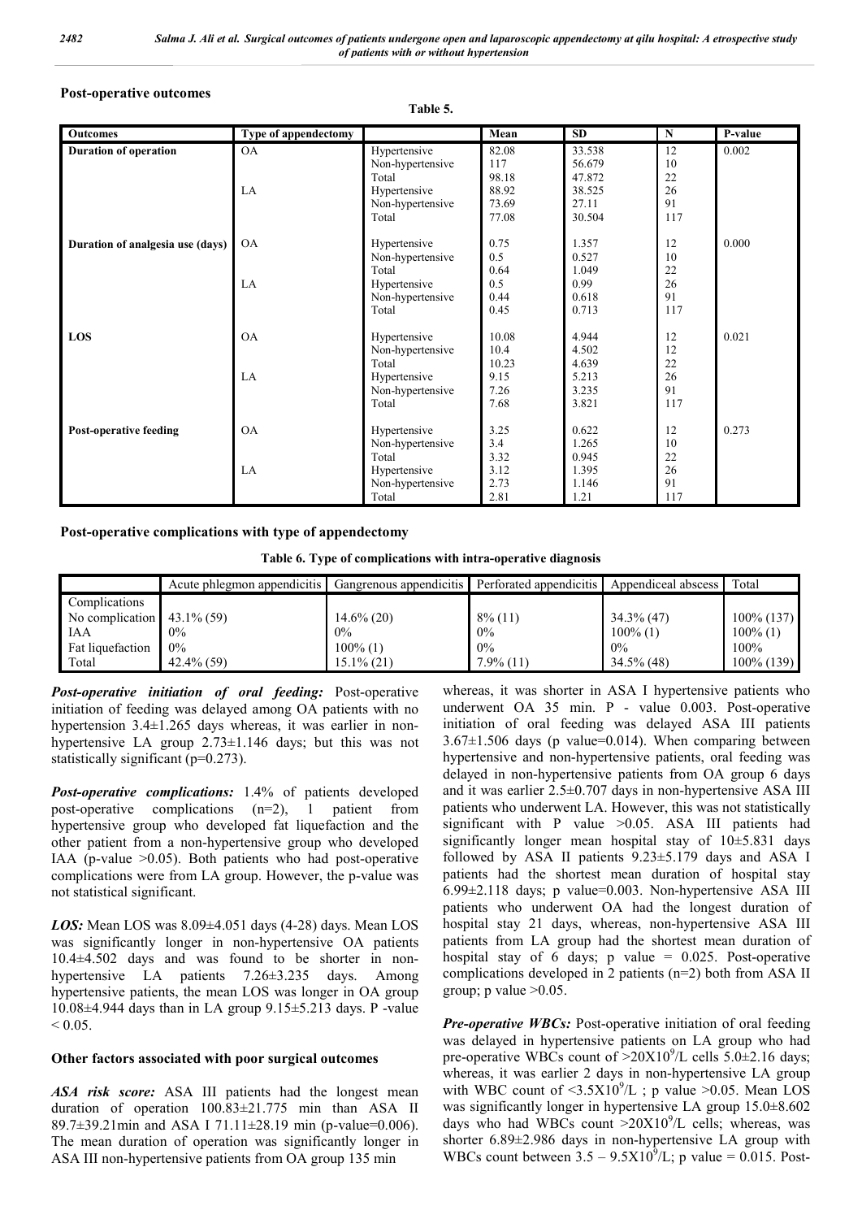### Post-operative outcomes

**Table 5.**

| Outcomes | Type of appendectomy | | Mean | SD | N | P-value |
|---|---|---|---|---|---|---|
| **Duration of operation** | OA | Hypertensive | 82.08 | 33.538 | 12 | 0.002 |
| | | Non-hypertensive | 117 | 56.679 | 10 | |
| | | Total | 98.18 | 47.872 | 22 | |
| | LA | Hypertensive | 88.92 | 38.525 | 26 | |
| | | Non-hypertensive | 73.69 | 27.11 | 91 | |
| | | Total | 77.08 | 30.504 | 117 | |
| **Duration of analgesia use (days)** | OA | Hypertensive | 0.75 | 1.357 | 12 | 0.000 |
| | | Non-hypertensive | 0.5 | 0.527 | 10 | |
| | | Total | 0.64 | 1.049 | 22 | |
| | LA | Hypertensive | 0.5 | 0.99 | 26 | |
| | | Non-hypertensive | 0.44 | 0.618 | 91 | |
| | | Total | 0.45 | 0.713 | 117 | |
| **LOS** | OA | Hypertensive | 10.08 | 4.944 | 12 | 0.021 |
| | | Non-hypertensive | 10.4 | 4.502 | 12 | |
| | | Total | 10.23 | 4.639 | 22 | |
| | LA | Hypertensive | 9.15 | 5.213 | 26 | |
| | | Non-hypertensive | 7.26 | 3.235 | 91 | |
| | | Total | 7.68 | 3.821 | 117 | |
| **Post-operative feeding** | OA | Hypertensive | 3.25 | 0.622 | 12 | 0.273 |
| | | Non-hypertensive | 3.4 | 1.265 | 10 | |
| | | Total | 3.32 | 0.945 | 22 | |
| | LA | Hypertensive | 3.12 | 1.395 | 26 | |
| | | Non-hypertensive | 2.73 | 1.146 | 91 | |
| | | Total | 2.81 | 1.21 | 117 | |

### Post-operative complications with type of appendectomy

**Table 6. Type of complications with intra-operative diagnosis**

| | Acute phlegmon appendicitis | Gangrenous appendicitis | Perforated appendicitis | Appendiceal abscess | Total |
|---|---|---|---|---|---|
| Complications | | | | | |
| No complication | 43.1% (59) | 14.6% (20) | 8% (11) | 34.3% (47) | 100% (137) |
| IAA | 0% | 0% | 0% | 100% (1) | 100% (1) |
| Fat liquefaction | 0% | 100% (1) | 0% | 0% | 100% |
| Total | 42.4% (59) | 15.1% (21) | 7.9% (11) | 34.5% (48) | 100% (139) |

***Post-operative initiation of oral feeding:*** Post-operative initiation of feeding was delayed among OA patients with no hypertension 3.4±1.265 days whereas, it was earlier in non-hypertensive LA group 2.73±1.146 days; but this was not statistically significant (p=0.273).

***Post-operative complications:*** 1.4% of patients developed post-operative complications (n=2), 1 patient from hypertensive group who developed fat liquefaction and the other patient from a non-hypertensive group who developed IAA (p-value >0.05). Both patients who had post-operative complications were from LA group. However, the p-value was not statistical significant.

***LOS:*** Mean LOS was 8.09±4.051 days (4-28) days. Mean LOS was significantly longer in non-hypertensive OA patients 10.4±4.502 days and was found to be shorter in non-hypertensive LA patients 7.26±3.235 days. Among hypertensive patients, the mean LOS was longer in OA group 10.08±4.944 days than in LA group 9.15±5.213 days. P -value < 0.05.

### Other factors associated with poor surgical outcomes

***ASA risk score:*** ASA III patients had the longest mean duration of operation 100.83±21.775 min than ASA II 89.7±39.21min and ASA I 71.11±28.19 min (p-value=0.006). The mean duration of operation was significantly longer in ASA III non-hypertensive patients from OA group 135 min whereas, it was shorter in ASA I hypertensive patients who underwent OA 35 min. P - value 0.003. Post-operative initiation of oral feeding was delayed ASA III patients 3.67±1.506 days (p value=0.014). When comparing between hypertensive and non-hypertensive patients, oral feeding was delayed in non-hypertensive patients from OA group 6 days and it was earlier 2.5±0.707 days in non-hypertensive ASA III patients who underwent LA. However, this was not statistically significant with P value >0.05. ASA III patients had significantly longer mean hospital stay of 10±5.831 days followed by ASA II patients 9.23±5.179 days and ASA I patients had the shortest mean duration of hospital stay 6.99±2.118 days; p value=0.003. Non-hypertensive ASA III patients who underwent OA had the longest duration of hospital stay 21 days, whereas, non-hypertensive ASA III patients from LA group had the shortest mean duration of hospital stay of 6 days; p value = 0.025. Post-operative complications developed in 2 patients (n=2) both from ASA II group; p value >0.05.

***Pre-operative WBCs:*** Post-operative initiation of oral feeding was delayed in hypertensive patients on LA group who had pre-operative WBCs count of $>20X10^9/L$ cells 5.0±2.16 days; whereas, it was earlier 2 days in non-hypertensive LA group with WBC count of $<3.5X10^9/L$ ; p value >0.05. Mean LOS was significantly longer in hypertensive LA group 15.0±8.602 days who had WBCs count $>20X10^9/L$ cells; whereas, was shorter 6.89±2.986 days in non-hypertensive LA group with WBCs count between $3.5 – 9.5X10^9/L$; p value = 0.015. Post-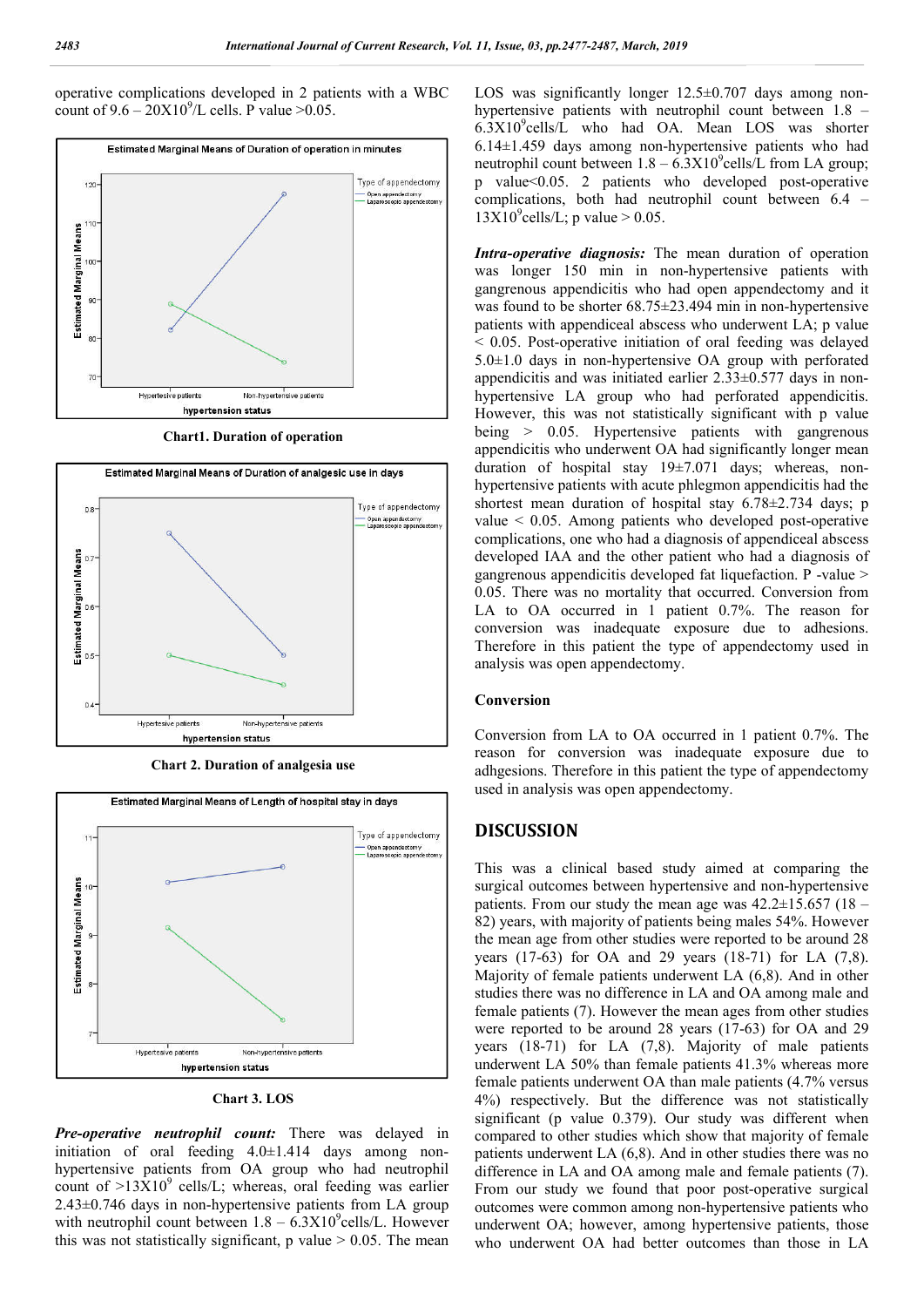operative complications developed in 2 patients with a WBC count of 9.6 – 20X10$^9$/L cells. P value >0.05.

Chart1. Duration of operation

Chart 2. Duration of analgesia use

Chart 3. LOS

***Pre-operative neutrophil count:*** There was delayed in initiation of oral feeding 4.0±1.414 days among non-hypertensive patients from OA group who had neutrophil count of >13X10$^9$ cells/L; whereas, oral feeding was earlier 2.43±0.746 days in non-hypertensive patients from LA group with neutrophil count between 1.8 – 6.3X10$^9$cells/L. However this was not statistically significant, p value > 0.05. The mean LOS was significantly longer 12.5±0.707 days among non-hypertensive patients with neutrophil count between 1.8 – 6.3X10$^9$cells/L who had OA. Mean LOS was shorter 6.14±1.459 days among non-hypertensive patients who had neutrophil count between 1.8 – 6.3X10$^9$cells/L from LA group; p value<0.05. 2 patients who developed post-operative complications, both had neutrophil count between 6.4 – 13X10$^9$cells/L; p value > 0.05.

***Intra-operative diagnosis:*** The mean duration of operation was longer 150 min in non-hypertensive patients with gangrenous appendicitis who had open appendectomy and it was found to be shorter 68.75±23.494 min in non-hypertensive patients with appendiceal abscess who underwent LA; p value < 0.05. Post-operative initiation of oral feeding was delayed 5.0±1.0 days in non-hypertensive OA group with perforated appendicitis and was initiated earlier 2.33±0.577 days in non-hypertensive LA group who had perforated appendicitis. However, this was not statistically significant with p value being > 0.05. Hypertensive patients with gangrenous appendicitis who underwent OA had significantly longer mean duration of hospital stay 19±7.071 days; whereas, non-hypertensive patients with acute phlegmon appendicitis had the shortest mean duration of hospital stay 6.78±2.734 days; p value < 0.05. Among patients who developed post-operative complications, one who had a diagnosis of appendiceal abscess developed IAA and the other patient who had a diagnosis of gangrenous appendicitis developed fat liquefaction. P -value > 0.05. There was no mortality that occurred. Conversion from LA to OA occurred in 1 patient 0.7%. The reason for conversion was inadequate exposure due to adhesions. Therefore in this patient the type of appendectomy used in analysis was open appendectomy.

### Conversion

Conversion from LA to OA occurred in 1 patient 0.7%. The reason for conversion was inadequate exposure due to adhgesions. Therefore in this patient the type of appendectomy used in analysis was open appendectomy.

## DISCUSSION

This was a clinical based study aimed at comparing the surgical outcomes between hypertensive and non-hypertensive patients. From our study the mean age was 42.2±15.657 (18 – 82) years, with majority of patients being males 54%. However the mean age from other studies were reported to be around 28 years (17-63) for OA and 29 years (18-71) for LA (7,8). Majority of female patients underwent LA (6,8). And in other studies there was no difference in LA and OA among male and female patients (7). However the mean ages from other studies were reported to be around 28 years (17-63) for OA and 29 years (18-71) for LA (7,8). Majority of male patients underwent LA 50% than female patients 41.3% whereas more female patients underwent OA than male patients (4.7% versus 4%) respectively. But the difference was not statistically significant (p value 0.379). Our study was different when compared to other studies which show that majority of female patients underwent LA (6,8). And in other studies there was no difference in LA and OA among male and female patients (7). From our study we found that poor post-operative surgical outcomes were common among non-hypertensive patients who underwent OA; however, among hypertensive patients, those who underwent OA had better outcomes than those in LA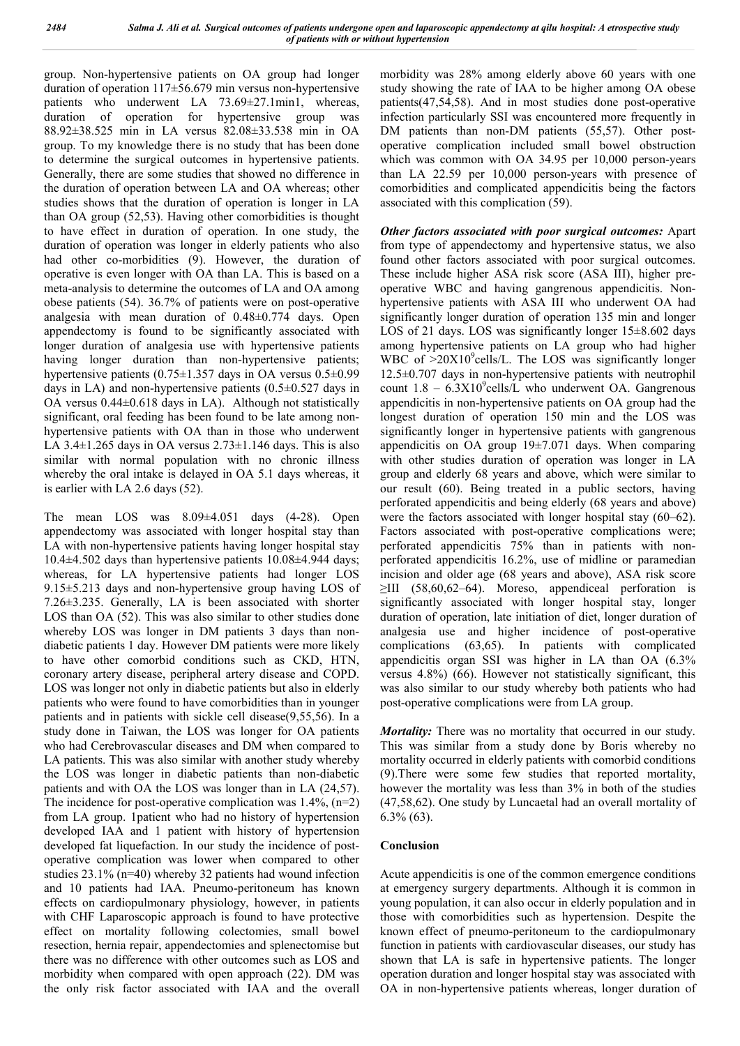group. Non-hypertensive patients on OA group had longer duration of operation 117±56.679 min versus non-hypertensive patients who underwent LA 73.69±27.1min1, whereas, duration of operation for hypertensive group was 88.92±38.525 min in LA versus 82.08±33.538 min in OA group. To my knowledge there is no study that has been done to determine the surgical outcomes in hypertensive patients. Generally, there are some studies that showed no difference in the duration of operation between LA and OA whereas; other studies shows that the duration of operation is longer in LA than OA group (52,53). Having other comorbidities is thought to have effect in duration of operation. In one study, the duration of operation was longer in elderly patients who also had other co-morbidities (9). However, the duration of operative is even longer with OA than LA. This is based on a meta-analysis to determine the outcomes of LA and OA among obese patients (54). 36.7% of patients were on post-operative analgesia with mean duration of 0.48±0.774 days. Open appendectomy is found to be significantly associated with longer duration of analgesia use with hypertensive patients having longer duration than non-hypertensive patients; hypertensive patients (0.75±1.357 days in OA versus 0.5±0.99 days in LA) and non-hypertensive patients (0.5±0.527 days in OA versus 0.44±0.618 days in LA). Although not statistically significant, oral feeding has been found to be late among non-hypertensive patients with OA than in those who underwent LA 3.4±1.265 days in OA versus 2.73±1.146 days. This is also similar with normal population with no chronic illness whereby the oral intake is delayed in OA 5.1 days whereas, it is earlier with LA 2.6 days (52).

The mean LOS was 8.09±4.051 days (4-28). Open appendectomy was associated with longer hospital stay than LA with non-hypertensive patients having longer hospital stay 10.4±4.502 days than hypertensive patients 10.08±4.944 days; whereas, for LA hypertensive patients had longer LOS 9.15±5.213 days and non-hypertensive group having LOS of 7.26±3.235. Generally, LA is been associated with shorter LOS than OA (52). This was also similar to other studies done whereby LOS was longer in DM patients 3 days than non-diabetic patients 1 day. However DM patients were more likely to have other comorbid conditions such as CKD, HTN, coronary artery disease, peripheral artery disease and COPD. LOS was longer not only in diabetic patients but also in elderly patients who were found to have comorbidities than in younger patients and in patients with sickle cell disease(9,55,56). In a study done in Taiwan, the LOS was longer for OA patients who had Cerebrovascular diseases and DM when compared to LA patients. This was also similar with another study whereby the LOS was longer in diabetic patients than non-diabetic patients and with OA the LOS was longer than in LA (24,57). The incidence for post-operative complication was 1.4%, (n=2) from LA group. 1patient who had no history of hypertension developed IAA and 1 patient with history of hypertension developed fat liquefaction. In our study the incidence of post-operative complication was lower when compared to other studies 23.1% (n=40) whereby 32 patients had wound infection and 10 patients had IAA. Pneumo-peritoneum has known effects on cardiopulmonary physiology, however, in patients with CHF Laparoscopic approach is found to have protective effect on mortality following colectomies, small bowel resection, hernia repair, appendectomies and splenectomise but there was no difference with other outcomes such as LOS and morbidity when compared with open approach (22). DM was the only risk factor associated with IAA and the overall morbidity was 28% among elderly above 60 years with one study showing the rate of IAA to be higher among OA obese patients(47,54,58). And in most studies done post-operative infection particularly SSI was encountered more frequently in DM patients than non-DM patients (55,57). Other post-operative complication included small bowel obstruction which was common with OA 34.95 per 10,000 person-years than LA 22.59 per 10,000 person-years with presence of comorbidities and complicated appendicitis being the factors associated with this complication (59).

***Other factors associated with poor surgical outcomes:*** Apart from type of appendectomy and hypertensive status, we also found other factors associated with poor surgical outcomes. These include higher ASA risk score (ASA III), higher pre-operative WBC and having gangrenous appendicitis. Non-hypertensive patients with ASA III who underwent OA had significantly longer duration of operation 135 min and longer LOS of 21 days. LOS was significantly longer 15±8.602 days among hypertensive patients on LA group who had higher WBC of $>20X10^9$cells/L. The LOS was significantly longer 12.5±0.707 days in non-hypertensive patients with neutrophil count $1.8 - 6.3X10^9$cells/L who underwent OA. Gangrenous appendicitis in non-hypertensive patients on OA group had the longest duration of operation 150 min and the LOS was significantly longer in hypertensive patients with gangrenous appendicitis on OA group 19±7.071 days. When comparing with other studies duration of operation was longer in LA group and elderly 68 years and above, which were similar to our result (60). Being treated in a public sectors, having perforated appendicitis and being elderly (68 years and above) were the factors associated with longer hospital stay (60–62). Factors associated with post-operative complications were; perforated appendicitis 75% than in patients with non-perforated appendicitis 16.2%, use of midline or paramedian incision and older age (68 years and above), ASA risk score ≥III (58,60,62–64). Moreso, appendiceal perforation is significantly associated with longer hospital stay, longer duration of operation, late initiation of diet, longer duration of analgesia use and higher incidence of post-operative complications (63,65). In patients with complicated appendicitis organ SSI was higher in LA than OA (6.3% versus 4.8%) (66). However not statistically significant, this was also similar to our study whereby both patients who had post-operative complications were from LA group.

***Mortality:*** There was no mortality that occurred in our study. This was similar from a study done by Boris whereby no mortality occurred in elderly patients with comorbid conditions (9).There were some few studies that reported mortality, however the mortality was less than 3% in both of the studies (47,58,62). One study by Luncaetal had an overall mortality of 6.3% (63).

## Conclusion

Acute appendicitis is one of the common emergence conditions at emergency surgery departments. Although it is common in young population, it can also occur in elderly population and in those with comorbidities such as hypertension. Despite the known effect of pneumo-peritoneum to the cardiopulmonary function in patients with cardiovascular diseases, our study has shown that LA is safe in hypertensive patients. The longer operation duration and longer hospital stay was associated with OA in non-hypertensive patients whereas, longer duration of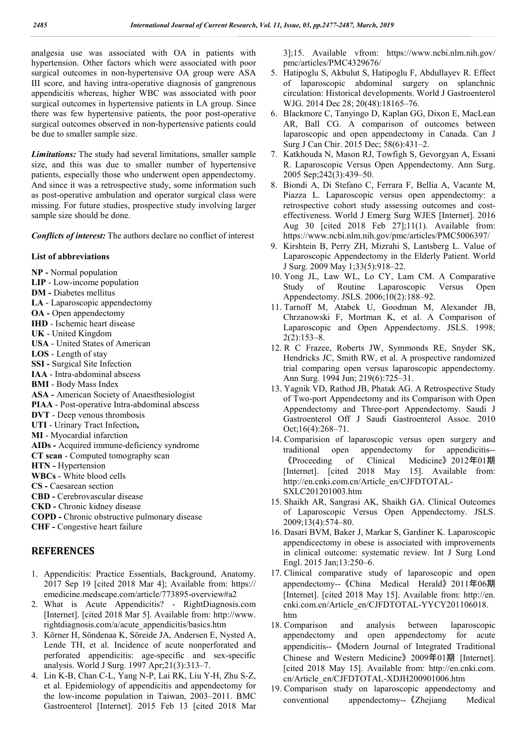analgesia use was associated with OA in patients with hypertension. Other factors which were associated with poor surgical outcomes in non-hypertensive OA group were ASA III score, and having intra-operative diagnosis of gangrenous appendicitis whereas, higher WBC was associated with poor surgical outcomes in hypertensive patients in LA group. Since there was few hypertensive patients, the poor post-operative surgical outcomes observed in non-hypertensive patients could be due to smaller sample size.

***Limitations:*** The study had several limitations, smaller sample size, and this was due to smaller number of hypertensive patients, especially those who underwent open appendectomy. And since it was a retrospective study, some information such as post-operative ambulation and operator surgical class were missing. For future studies, prospective study involving larger sample size should be done.

***Conflicts of interest:*** The authors declare no conflict of interest

**List of abbreviations**

**NP -** Normal population
**LIP** - Low-income population
**DM -** Diabetes mellitus
**LA** - Laparoscopic appendectomy
**OA -** Open appendectomy
**IHD** - Ischemic heart disease
**UK** - United Kingdom
**USA** - United States of American
**LOS** - Length of stay
**SSI -** Surgical Site Infection
**IAA** - Intra-abdominal abscess
**BMI** - Body Mass Index
**ASA -** American Society of Anaesthesiologist
**PIAA** - Post-operative Intra-abdominal abscess
**DVT** - Deep venous thrombosis
**UTI** - Urinary Tract Infection**,**
**MI** - Myocardial infarction
**AIDs -** Acquired immune-deficiency syndrome
**CT scan** - Computed tomography scan
**HTN -** Hypertension
**WBCs** - White blood cells
**CS -** Caesarean section
**CBD -** Cerebrovascular disease
**CKD -** Chronic kidney disease
**COPD -** Chronic obstructive pulmonary disease
**CHF -** Congestive heart failure

## REFERENCES

1. Appendicitis: Practice Essentials, Background, Anatomy. 2017 Sep 19 [cited 2018 Mar 4]; Available from: https:// emedicine.medscape.com/article/773895-overview#a2
2. What is Acute Appendicitis? - RightDiagnosis.com [Internet]. [cited 2018 Mar 5]. Available from: http://www. rightdiagnosis.com/a/acute_appendicitis/basics.htm
3. Körner H, Söndenaa K, Söreide JA, Andersen E, Nysted A, Lende TH, et al. Incidence of acute nonperforated and perforated appendicitis: age-specific and sex-specific analysis. World J Surg. 1997 Apr;21(3):313–7.
4. Lin K-B, Chan C-L, Yang N-P, Lai RK, Liu Y-H, Zhu S-Z, et al. Epidemiology of appendicitis and appendectomy for the low-income population in Taiwan, 2003–2011. BMC Gastroenterol [Internet]. 2015 Feb 13 [cited 2018 Mar 3];15. Available vfrom: https://www.ncbi.nlm.nih.gov/ pmc/articles/PMC4329676/
5. Hatipoglu S, Akbulut S, Hatipoglu F, Abdullayev R. Effect of laparoscopic abdominal surgery on splanchnic circulation: Historical developments. World J Gastroenterol WJG. 2014 Dec 28; 20(48):18165–76.
6. Blackmore C, Tanyingo D, Kaplan GG, Dixon E, MacLean AR, Ball CG. A comparison of outcomes between laparoscopic and open appendectomy in Canada. Can J Surg J Can Chir. 2015 Dec; 58(6):431–2.
7. Katkhouda N, Mason RJ, Towfigh S, Gevorgyan A, Essani R. Laparoscopic Versus Open Appendectomy. Ann Surg. 2005 Sep;242(3):439–50.
8. Biondi A, Di Stefano C, Ferrara F, Bellia A, Vacante M, Piazza L. Laparoscopic versus open appendectomy: a retrospective cohort study assessing outcomes and cost-effectiveness. World J Emerg Surg WJES [Internet]. 2016 Aug 30 [cited 2018 Feb 27];11(1). Available from: https://www.ncbi.nlm.nih.gov/pmc/articles/PMC5006397/
9. Kirshtein B, Perry ZH, Mizrahi S, Lantsberg L. Value of Laparoscopic Appendectomy in the Elderly Patient. World J Surg. 2009 May 1;33(5):918–22.
10. Yong JL, Law WL, Lo CY, Lam CM. A Comparative Study of Routine Laparoscopic Versus Open Appendectomy. JSLS. 2006;10(2):188–92.
11. Tarnoff M, Atabek U, Goodman M, Alexander JB, Chrzanowski F, Mortman K, et al. A Comparison of Laparoscopic and Open Appendectomy. JSLS. 1998; 2(2):153–8.
12. R C Frazee, Roberts JW, Symmonds RE, Snyder SK, Hendricks JC, Smith RW, et al. A prospective randomized trial comparing open versus laparoscopic appendectomy. Ann Surg. 1994 Jun; 219(6):725–31.
13. Yagnik VD, Rathod JB, Phatak AG. A Retrospective Study of Two-port Appendectomy and its Comparison with Open Appendectomy and Three-port Appendectomy. Saudi J Gastroenterol Off J Saudi Gastroenterol Assoc. 2010 Oct;16(4):268–71.
14. Comparision of laparoscopic versus open surgery and traditional open appendectomy for appendicitis--《Proceeding of Clinical Medicine》2012年01期 [Internet]. [cited 2018 May 15]. Available from: http://en.cnki.com.cn/Article_en/CJFDTOTAL-SXLC201201003.htm
15. Shaikh AR, Sangrasi AK, Shaikh GA. Clinical Outcomes of Laparoscopic Versus Open Appendectomy. JSLS. 2009;13(4):574–80.
16. Dasari BVM, Baker J, Markar S, Gardiner K. Laparoscopic appendicectomy in obese is associated with improvements in clinical outcome: systematic review. Int J Surg Lond Engl. 2015 Jan;13:250–6.
17. Clinical comparative study of laparoscopic and open appendectomy--《China Medical Herald》2011年06期 [Internet]. [cited 2018 May 15]. Available from: http://en. cnki.com.cn/Article_en/CJFDTOTAL-YYCY201106018. htm
18. Comparison and analysis between laparoscopic appendectomy and open appendectomy for acute appendicitis--《Modern Journal of Integrated Traditional Chinese and Western Medicine》2009年01期 [Internet]. [cited 2018 May 15]. Available from: http://en.cnki.com. cn/Article_en/CJFDTOTAL-XDJH200901006.htm
19. Comparison study on laparoscopic appendectomy and conventional appendectomy--《Zhejiang Medical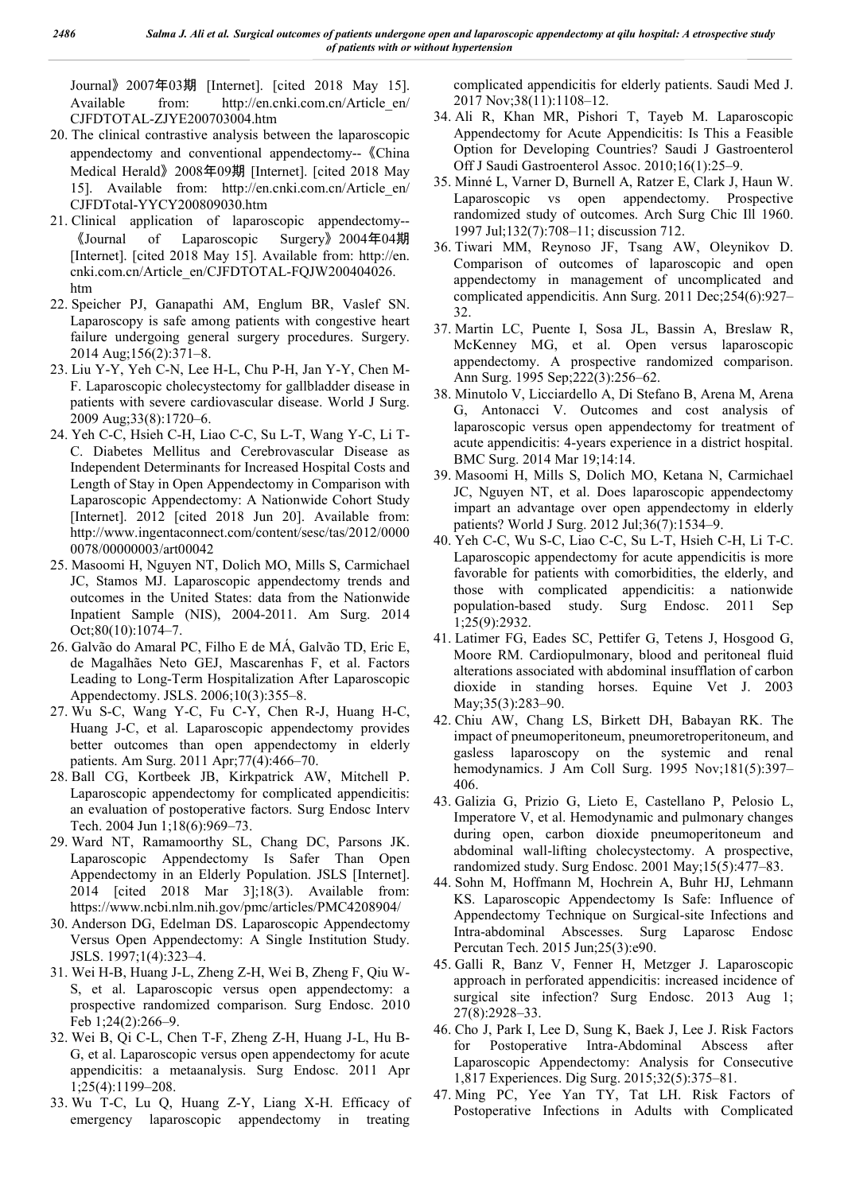Journal》2007年03期 [Internet]. [cited 2018 May 15]. Available from: http://en.cnki.com.cn/Article_en/CJFDTOTAL-ZJYE200703004.htm

20. The clinical contrastive analysis between the laparoscopic appendectomy and conventional appendectomy--《China Medical Herald》2008年09期 [Internet]. [cited 2018 May 15]. Available from: http://en.cnki.com.cn/Article_en/CJFDTotal-YYCY200809030.htm
21. Clinical application of laparoscopic appendectomy--《Journal of Laparoscopic Surgery》2004年04期 [Internet]. [cited 2018 May 15]. Available from: http://en.cnki.com.cn/Article_en/CJFDTOTAL-FQJW200404026.htm
22. Speicher PJ, Ganapathi AM, Englum BR, Vaslef SN. Laparoscopy is safe among patients with congestive heart failure undergoing general surgery procedures. Surgery. 2014 Aug;156(2):371–8.
23. Liu Y-Y, Yeh C-N, Lee H-L, Chu P-H, Jan Y-Y, Chen M-F. Laparoscopic cholecystectomy for gallbladder disease in patients with severe cardiovascular disease. World J Surg. 2009 Aug;33(8):1720–6.
24. Yeh C-C, Hsieh C-H, Liao C-C, Su L-T, Wang Y-C, Li T-C. Diabetes Mellitus and Cerebrovascular Disease as Independent Determinants for Increased Hospital Costs and Length of Stay in Open Appendectomy in Comparison with Laparoscopic Appendectomy: A Nationwide Cohort Study [Internet]. 2012 [cited 2018 Jun 20]. Available from: http://www.ingentaconnect.com/content/sesc/tas/2012/00000078/00000003/art00042
25. Masoomi H, Nguyen NT, Dolich MO, Mills S, Carmichael JC, Stamos MJ. Laparoscopic appendectomy trends and outcomes in the United States: data from the Nationwide Inpatient Sample (NIS), 2004-2011. Am Surg. 2014 Oct;80(10):1074–7.
26. Galvão do Amaral PC, Filho E de MÁ, Galvão TD, Eric E, de Magalhães Neto GEJ, Mascarenhas F, et al. Factors Leading to Long-Term Hospitalization After Laparoscopic Appendectomy. JSLS. 2006;10(3):355–8.
27. Wu S-C, Wang Y-C, Fu C-Y, Chen R-J, Huang H-C, Huang J-C, et al. Laparoscopic appendectomy provides better outcomes than open appendectomy in elderly patients. Am Surg. 2011 Apr;77(4):466–70.
28. Ball CG, Kortbeek JB, Kirkpatrick AW, Mitchell P. Laparoscopic appendectomy for complicated appendicitis: an evaluation of postoperative factors. Surg Endosc Interv Tech. 2004 Jun 1;18(6):969–73.
29. Ward NT, Ramamoorthy SL, Chang DC, Parsons JK. Laparoscopic Appendectomy Is Safer Than Open Appendectomy in an Elderly Population. JSLS [Internet]. 2014 [cited 2018 Mar 3];18(3). Available from: https://www.ncbi.nlm.nih.gov/pmc/articles/PMC4208904/
30. Anderson DG, Edelman DS. Laparoscopic Appendectomy Versus Open Appendectomy: A Single Institution Study. JSLS. 1997;1(4):323–4.
31. Wei H-B, Huang J-L, Zheng Z-H, Wei B, Zheng F, Qiu W-S, et al. Laparoscopic versus open appendectomy: a prospective randomized comparison. Surg Endosc. 2010 Feb 1;24(2):266–9.
32. Wei B, Qi C-L, Chen T-F, Zheng Z-H, Huang J-L, Hu B-G, et al. Laparoscopic versus open appendectomy for acute appendicitis: a metaanalysis. Surg Endosc. 2011 Apr 1;25(4):1199–208.
33. Wu T-C, Lu Q, Huang Z-Y, Liang X-H. Efficacy of emergency laparoscopic appendectomy in treating complicated appendicitis for elderly patients. Saudi Med J. 2017 Nov;38(11):1108–12.
34. Ali R, Khan MR, Pishori T, Tayeb M. Laparoscopic Appendectomy for Acute Appendicitis: Is This a Feasible Option for Developing Countries? Saudi J Gastroenterol Off J Saudi Gastroenterol Assoc. 2010;16(1):25–9.
35. Minné L, Varner D, Burnell A, Ratzer E, Clark J, Haun W. Laparoscopic vs open appendectomy. Prospective randomized study of outcomes. Arch Surg Chic Ill 1960. 1997 Jul;132(7):708–11; discussion 712.
36. Tiwari MM, Reynoso JF, Tsang AW, Oleynikov D. Comparison of outcomes of laparoscopic and open appendectomy in management of uncomplicated and complicated appendicitis. Ann Surg. 2011 Dec;254(6):927–32.
37. Martin LC, Puente I, Sosa JL, Bassin A, Breslaw R, McKenney MG, et al. Open versus laparoscopic appendectomy. A prospective randomized comparison. Ann Surg. 1995 Sep;222(3):256–62.
38. Minutolo V, Licciardello A, Di Stefano B, Arena M, Arena G, Antonacci V. Outcomes and cost analysis of laparoscopic versus open appendectomy for treatment of acute appendicitis: 4-years experience in a district hospital. BMC Surg. 2014 Mar 19;14:14.
39. Masoomi H, Mills S, Dolich MO, Ketana N, Carmichael JC, Nguyen NT, et al. Does laparoscopic appendectomy impart an advantage over open appendectomy in elderly patients? World J Surg. 2012 Jul;36(7):1534–9.
40. Yeh C-C, Wu S-C, Liao C-C, Su L-T, Hsieh C-H, Li T-C. Laparoscopic appendectomy for acute appendicitis is more favorable for patients with comorbidities, the elderly, and those with complicated appendicitis: a nationwide population-based study. Surg Endosc. 2011 Sep 1;25(9):2932.
41. Latimer FG, Eades SC, Pettifer G, Tetens J, Hosgood G, Moore RM. Cardiopulmonary, blood and peritoneal fluid alterations associated with abdominal insufflation of carbon dioxide in standing horses. Equine Vet J. 2003 May;35(3):283–90.
42. Chiu AW, Chang LS, Birkett DH, Babayan RK. The impact of pneumoperitoneum, pneumoretroperitoneum, and gasless laparoscopy on the systemic and renal hemodynamics. J Am Coll Surg. 1995 Nov;181(5):397–406.
43. Galizia G, Prizio G, Lieto E, Castellano P, Pelosio L, Imperatore V, et al. Hemodynamic and pulmonary changes during open, carbon dioxide pneumoperitoneum and abdominal wall-lifting cholecystectomy. A prospective, randomized study. Surg Endosc. 2001 May;15(5):477–83.
44. Sohn M, Hoffmann M, Hochrein A, Buhr HJ, Lehmann KS. Laparoscopic Appendectomy Is Safe: Influence of Appendectomy Technique on Surgical-site Infections and Intra-abdominal Abscesses. Surg Laparosc Endosc Percutan Tech. 2015 Jun;25(3):e90.
45. Galli R, Banz V, Fenner H, Metzger J. Laparoscopic approach in perforated appendicitis: increased incidence of surgical site infection? Surg Endosc. 2013 Aug 1; 27(8):2928–33.
46. Cho J, Park I, Lee D, Sung K, Baek J, Lee J. Risk Factors for Postoperative Intra-Abdominal Abscess after Laparoscopic Appendectomy: Analysis for Consecutive 1,817 Experiences. Dig Surg. 2015;32(5):375–81.
47. Ming PC, Yee Yan TY, Tat LH. Risk Factors of Postoperative Infections in Adults with Complicated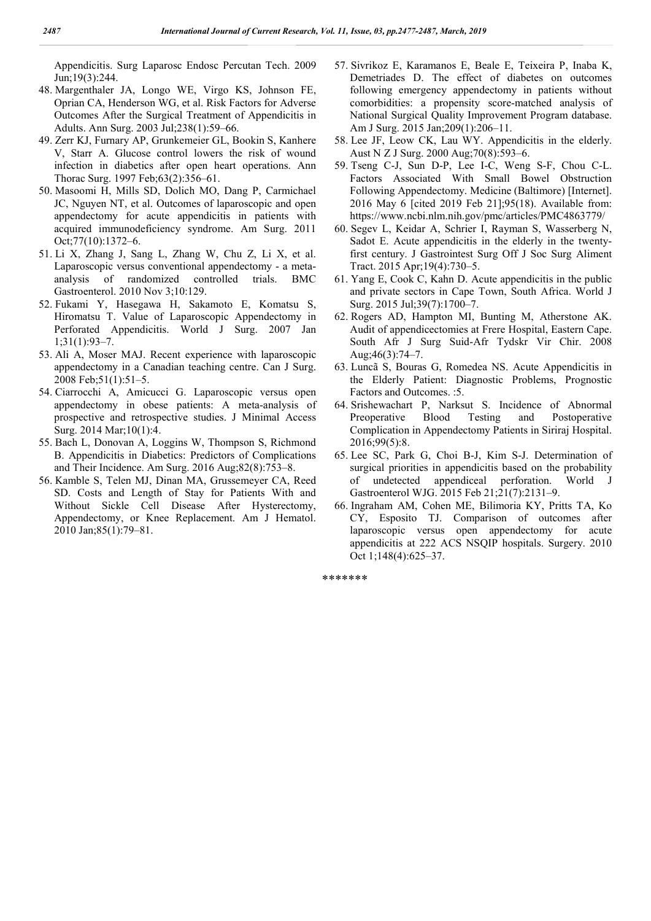Appendicitis. Surg Laparosc Endosc Percutan Tech. 2009 Jun;19(3):244.

48. Margenthaler JA, Longo WE, Virgo KS, Johnson FE, Oprian CA, Henderson WG, et al. Risk Factors for Adverse Outcomes After the Surgical Treatment of Appendicitis in Adults. Ann Surg. 2003 Jul;238(1):59–66.
49. Zerr KJ, Furnary AP, Grunkemeier GL, Bookin S, Kanhere V, Starr A. Glucose control lowers the risk of wound infection in diabetics after open heart operations. Ann Thorac Surg. 1997 Feb;63(2):356–61.
50. Masoomi H, Mills SD, Dolich MO, Dang P, Carmichael JC, Nguyen NT, et al. Outcomes of laparoscopic and open appendectomy for acute appendicitis in patients with acquired immunodeficiency syndrome. Am Surg. 2011 Oct;77(10):1372–6.
51. Li X, Zhang J, Sang L, Zhang W, Chu Z, Li X, et al. Laparoscopic versus conventional appendectomy - a meta-analysis of randomized controlled trials. BMC Gastroenterol. 2010 Nov 3;10:129.
52. Fukami Y, Hasegawa H, Sakamoto E, Komatsu S, Hiromatsu T. Value of Laparoscopic Appendectomy in Perforated Appendicitis. World J Surg. 2007 Jan 1;31(1):93–7.
53. Ali A, Moser MAJ. Recent experience with laparoscopic appendectomy in a Canadian teaching centre. Can J Surg. 2008 Feb;51(1):51–5.
54. Ciarrocchi A, Amicucci G. Laparoscopic versus open appendectomy in obese patients: A meta-analysis of prospective and retrospective studies. J Minimal Access Surg. 2014 Mar;10(1):4.
55. Bach L, Donovan A, Loggins W, Thompson S, Richmond B. Appendicitis in Diabetics: Predictors of Complications and Their Incidence. Am Surg. 2016 Aug;82(8):753–8.
56. Kamble S, Telen MJ, Dinan MA, Grussemeyer CA, Reed SD. Costs and Length of Stay for Patients With and Without Sickle Cell Disease After Hysterectomy, Appendectomy, or Knee Replacement. Am J Hematol. 2010 Jan;85(1):79–81.
57. Sivrikoz E, Karamanos E, Beale E, Teixeira P, Inaba K, Demetriades D. The effect of diabetes on outcomes following emergency appendectomy in patients without comorbidities: a propensity score-matched analysis of National Surgical Quality Improvement Program database. Am J Surg. 2015 Jan;209(1):206–11.
58. Lee JF, Leow CK, Lau WY. Appendicitis in the elderly. Aust N Z J Surg. 2000 Aug;70(8):593–6.
59. Tseng C-J, Sun D-P, Lee I-C, Weng S-F, Chou C-L. Factors Associated With Small Bowel Obstruction Following Appendectomy. Medicine (Baltimore) [Internet]. 2016 May 6 [cited 2019 Feb 21];95(18). Available from: https://www.ncbi.nlm.nih.gov/pmc/articles/PMC4863779/
60. Segev L, Keidar A, Schrier I, Rayman S, Wasserberg N, Sadot E. Acute appendicitis in the elderly in the twenty-first century. J Gastrointest Surg Off J Soc Surg Aliment Tract. 2015 Apr;19(4):730–5.
61. Yang E, Cook C, Kahn D. Acute appendicitis in the public and private sectors in Cape Town, South Africa. World J Surg. 2015 Jul;39(7):1700–7.
62. Rogers AD, Hampton MI, Bunting M, Atherstone AK. Audit of appendicectomies at Frere Hospital, Eastern Cape. South Afr J Surg Suid-Afr Tydskr Vir Chir. 2008 Aug;46(3):74–7.
63. Luncă S, Bouras G, Romedea NS. Acute Appendicitis in the Elderly Patient: Diagnostic Problems, Prognostic Factors and Outcomes. :5.
64. Srishewachart P, Narksut S. Incidence of Abnormal Preoperative Blood Testing and Postoperative Complication in Appendectomy Patients in Siriraj Hospital. 2016;99(5):8.
65. Lee SC, Park G, Choi B-J, Kim S-J. Determination of surgical priorities in appendicitis based on the probability of undetected appendiceal perforation. World J Gastroenterol WJG. 2015 Feb 21;21(7):2131–9.
66. Ingraham AM, Cohen ME, Bilimoria KY, Pritts TA, Ko CY, Esposito TJ. Comparison of outcomes after laparoscopic versus open appendectomy for acute appendicitis at 222 ACS NSQIP hospitals. Surgery. 2010 Oct 1;148(4):625–37.

*******